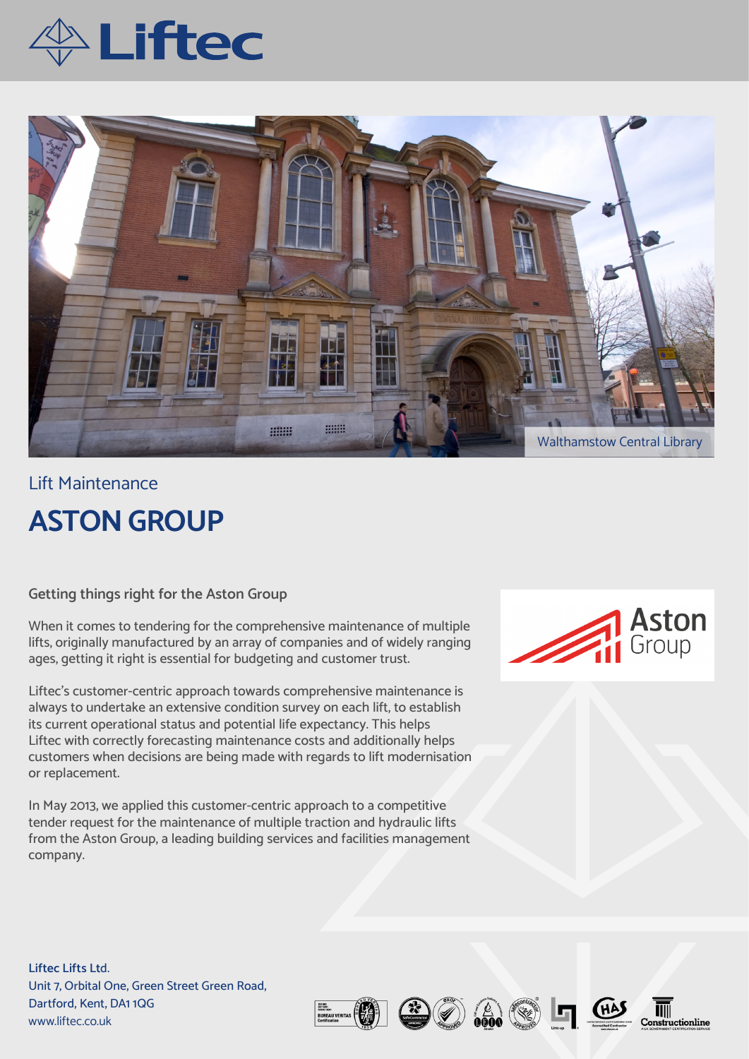Liftec

Walthamstow Central Library

Lift Maintenance

# ASTON GROUP

Getting things right for the Aston Group

When it comes to tendering for the comprehensive maintenance of multiple lifts, originally manufactured by an array of companies and of widely ranging ages, getting it right is essential for budgeting and customer trust.

Liftec's customer-centric approach towards comprehensive maintenance is always to undertake an extensive condition survey on each lift, to establish its current operational status and potential life expectancy. This helps Liftec with correctly forecasting maintenance costs and additionally helps customers when decisions are being made with regards to lift modernisation or replacement.

In May 2013, we applied this customer-centric approach to a competitive tender request for the maintenance of multiple traction and hydraulic lifts from the Aston Group, a leading building services and facilities management company.

Aston Group

**Liftec Lifts Ltd.**
Unit 7, Orbital One, Green Street Green Road,
Dartford, Kent, DA1 1QG
www.liftec.co.uk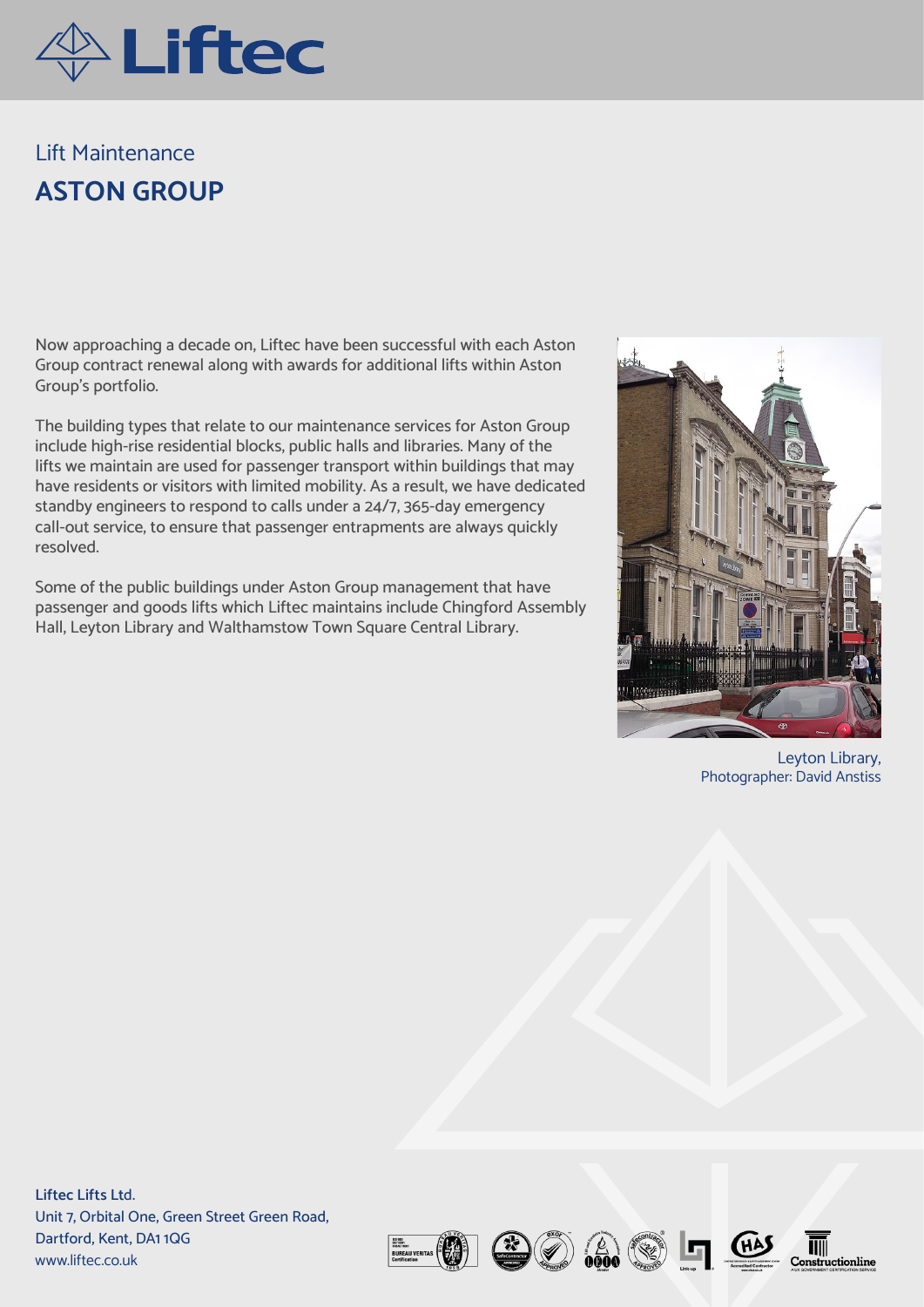Lift Maintenance

# ASTON GROUP

Now approaching a decade on, Liftec have been successful with each Aston Group contract renewal along with awards for additional lifts within Aston Group's portfolio.

The building types that relate to our maintenance services for Aston Group include high-rise residential blocks, public halls and libraries. Many of the lifts we maintain are used for passenger transport within buildings that may have residents or visitors with limited mobility. As a result, we have dedicated standby engineers to respond to calls under a 24/7, 365-day emergency call-out service, to ensure that passenger entrapments are always quickly resolved.

Some of the public buildings under Aston Group management that have passenger and goods lifts which Liftec maintains include Chingford Assembly Hall, Leyton Library and Walthamstow Town Square Central Library.

Leyton Library,
Photographer: David Anstiss

**Liftec Lifts Ltd.**
Unit 7, Orbital One, Green Street Green Road,
Dartford, Kent, DA1 1QG
www.liftec.co.uk